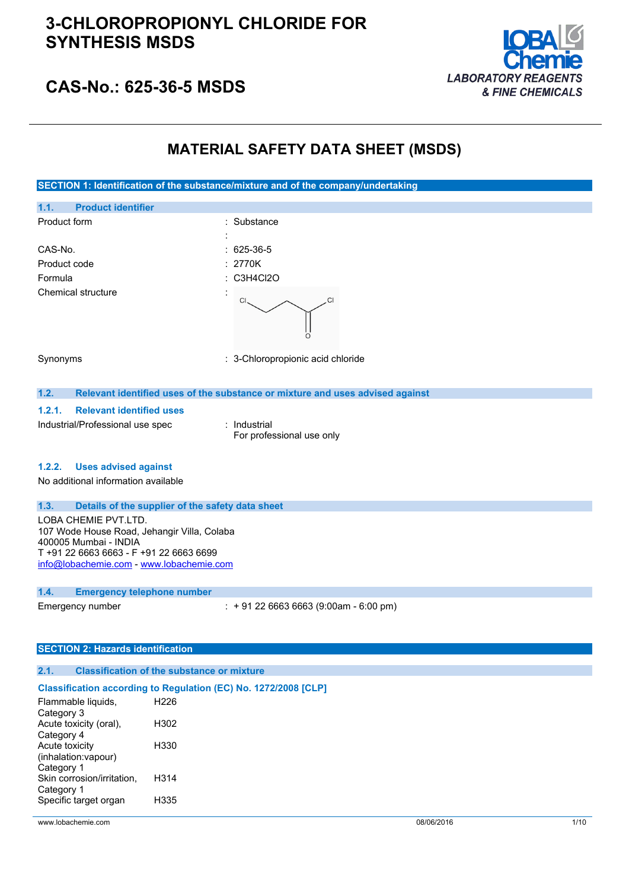# 3-CHLOROPROPIONYL CHLORIDE FOR SYNTHESIS MSDS

## CAS-No.: 625-36-5 MSDS

LOBA Chemie
*LABORATORY REAGENTS & FINE CHEMICALS*

# MATERIAL SAFETY DATA SHEET (MSDS)

## SECTION 1: Identification of the substance/mixture and of the company/undertaking

### 1.1. Product identifier

| | |
|---|---|
| Product form | : Substance |
| | : |
| CAS-No. | : 625-36-5 |
| Product code | : 2770K |
| Formula | : C3H4Cl2O |
| Chemical structure | : |
| Synonyms | : 3-Chloropropionic acid chloride |

### 1.2. Relevant identified uses of the substance or mixture and uses advised against

#### 1.2.1. Relevant identified uses

Industrial/Professional use spec : Industrial
For professional use only

#### 1.2.2. Uses advised against

No additional information available

### 1.3. Details of the supplier of the safety data sheet

LOBA CHEMIE PVT.LTD.
107 Wode House Road, Jehangir Villa, Colaba
400005 Mumbai - INDIA
T +91 22 6663 6663 - F +91 22 6663 6699
info@lobachemie.com - www.lobachemie.com

### 1.4. Emergency telephone number

Emergency number : + 91 22 6663 6663 (9:00am - 6:00 pm)

## SECTION 2: Hazards identification

### 2.1. Classification of the substance or mixture

**Classification according to Regulation (EC) No. 1272/2008 [CLP]**

| | |
|---|---|
| Flammable liquids, Category 3 | H226 |
| Acute toxicity (oral), Category 4 | H302 |
| Acute toxicity (inhalation:vapour) Category 1 | H330 |
| Skin corrosion/irritation, Category 1 | H314 |
| Specific target organ | H335 |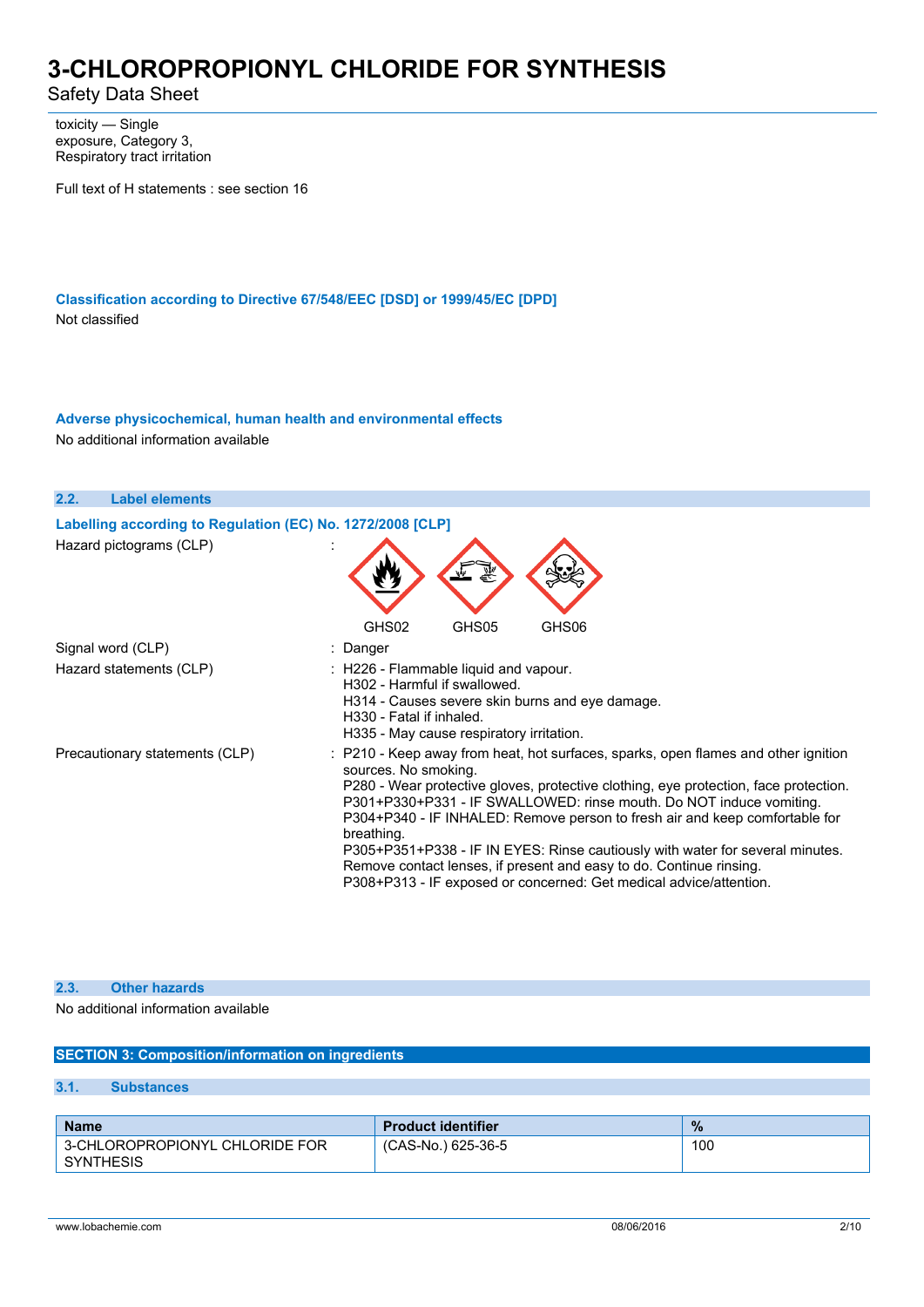toxicity — Single exposure, Category 3, Respiratory tract irritation

Full text of H statements : see section 16

#### Classification according to Directive 67/548/EEC [DSD] or 1999/45/EC [DPD]

Not classified

#### Adverse physicochemical, human health and environmental effects

No additional information available

### 2.2. Label elements

#### Labelling according to Regulation (EC) No. 1272/2008 [CLP]

Hazard pictograms (CLP) : GHS02 GHS05 GHS06

Signal word (CLP) : Danger

Hazard statements (CLP) :
- H226 - Flammable liquid and vapour.
- H302 - Harmful if swallowed.
- H314 - Causes severe skin burns and eye damage.
- H330 - Fatal if inhaled.
- H335 - May cause respiratory irritation.

Precautionary statements (CLP) :
- P210 - Keep away from heat, hot surfaces, sparks, open flames and other ignition sources. No smoking.
- P280 - Wear protective gloves, protective clothing, eye protection, face protection.
- P301+P330+P331 - IF SWALLOWED: rinse mouth. Do NOT induce vomiting.
- P304+P340 - IF INHALED: Remove person to fresh air and keep comfortable for breathing.
- P305+P351+P338 - IF IN EYES: Rinse cautiously with water for several minutes. Remove contact lenses, if present and easy to do. Continue rinsing.
- P308+P313 - IF exposed or concerned: Get medical advice/attention.

### 2.3. Other hazards

No additional information available

## SECTION 3: Composition/information on ingredients

### 3.1. Substances

| Name | Product identifier | % |
|---|---|---|
| 3-CHLOROPROPIONYL CHLORIDE FOR SYNTHESIS | (CAS-No.) 625-36-5 | 100 |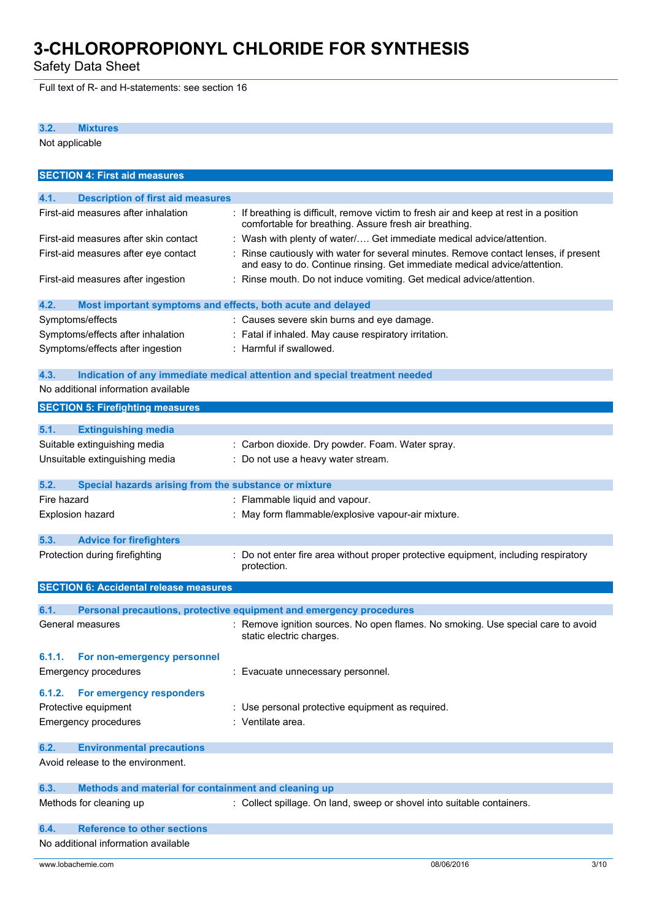Full text of R- and H-statements: see section 16

### 3.2. Mixtures

Not applicable

## SECTION 4: First aid measures

### 4.1. Description of first aid measures

| | |
|---|---|
| First-aid measures after inhalation | : If breathing is difficult, remove victim to fresh air and keep at rest in a position comfortable for breathing. Assure fresh air breathing. |
| First-aid measures after skin contact | : Wash with plenty of water/…. Get immediate medical advice/attention. |
| First-aid measures after eye contact | : Rinse cautiously with water for several minutes. Remove contact lenses, if present and easy to do. Continue rinsing. Get immediate medical advice/attention. |
| First-aid measures after ingestion | : Rinse mouth. Do not induce vomiting. Get medical advice/attention. |

### 4.2. Most important symptoms and effects, both acute and delayed

| | |
|---|---|
| Symptoms/effects | : Causes severe skin burns and eye damage. |
| Symptoms/effects after inhalation | : Fatal if inhaled. May cause respiratory irritation. |
| Symptoms/effects after ingestion | : Harmful if swallowed. |

### 4.3. Indication of any immediate medical attention and special treatment needed

No additional information available

## SECTION 5: Firefighting measures

### 5.1. Extinguishing media

| | |
|---|---|
| Suitable extinguishing media | : Carbon dioxide. Dry powder. Foam. Water spray. |
| Unsuitable extinguishing media | : Do not use a heavy water stream. |

### 5.2. Special hazards arising from the substance or mixture

| | |
|---|---|
| Fire hazard | : Flammable liquid and vapour. |
| Explosion hazard | : May form flammable/explosive vapour-air mixture. |

### 5.3. Advice for firefighters

| | |
|---|---|
| Protection during firefighting | : Do not enter fire area without proper protective equipment, including respiratory protection. |

## SECTION 6: Accidental release measures

### 6.1. Personal precautions, protective equipment and emergency procedures

| | |
|---|---|
| General measures | : Remove ignition sources. No open flames. No smoking. Use special care to avoid static electric charges. |

#### 6.1.1. For non-emergency personnel

| | |
|---|---|
| Emergency procedures | : Evacuate unnecessary personnel. |

#### 6.1.2. For emergency responders

| | |
|---|---|
| Protective equipment | : Use personal protective equipment as required. |
| Emergency procedures | : Ventilate area. |

### 6.2. Environmental precautions

Avoid release to the environment.

### 6.3. Methods and material for containment and cleaning up

| | |
|---|---|
| Methods for cleaning up | : Collect spillage. On land, sweep or shovel into suitable containers. |

### 6.4. Reference to other sections

No additional information available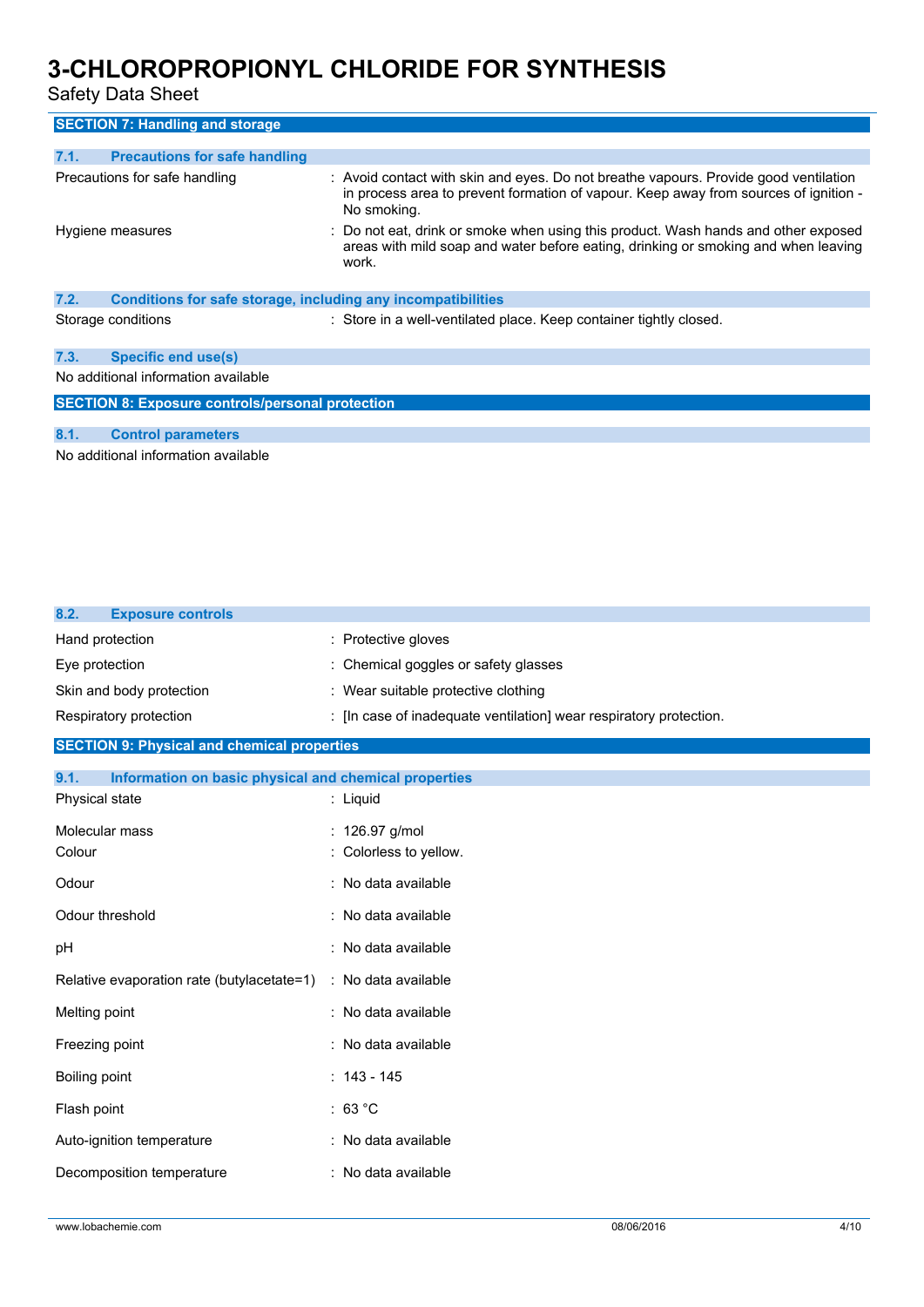## SECTION 7: Handling and storage

### 7.1. Precautions for safe handling

| | |
|---|---|
| Precautions for safe handling | : Avoid contact with skin and eyes. Do not breathe vapours. Provide good ventilation in process area to prevent formation of vapour. Keep away from sources of ignition - No smoking. |
| Hygiene measures | : Do not eat, drink or smoke when using this product. Wash hands and other exposed areas with mild soap and water before eating, drinking or smoking and when leaving work. |

### 7.2. Conditions for safe storage, including any incompatibilities

| | |
|---|---|
| Storage conditions | : Store in a well-ventilated place. Keep container tightly closed. |

### 7.3. Specific end use(s)

No additional information available

## SECTION 8: Exposure controls/personal protection

### 8.1. Control parameters

No additional information available

### 8.2. Exposure controls

| | |
|---|---|
| Hand protection | : Protective gloves |
| Eye protection | : Chemical goggles or safety glasses |
| Skin and body protection | : Wear suitable protective clothing |
| Respiratory protection | : [In case of inadequate ventilation] wear respiratory protection. |

## SECTION 9: Physical and chemical properties

### 9.1. Information on basic physical and chemical properties

| | |
|---|---|
| Physical state | : Liquid |
| Molecular mass | : 126.97 g/mol |
| Colour | : Colorless to yellow. |
| Odour | : No data available |
| Odour threshold | : No data available |
| pH | : No data available |
| Relative evaporation rate (butylacetate=1) | : No data available |
| Melting point | : No data available |
| Freezing point | : No data available |
| Boiling point | : 143 - 145 |
| Flash point | : 63 °C |
| Auto-ignition temperature | : No data available |
| Decomposition temperature | : No data available |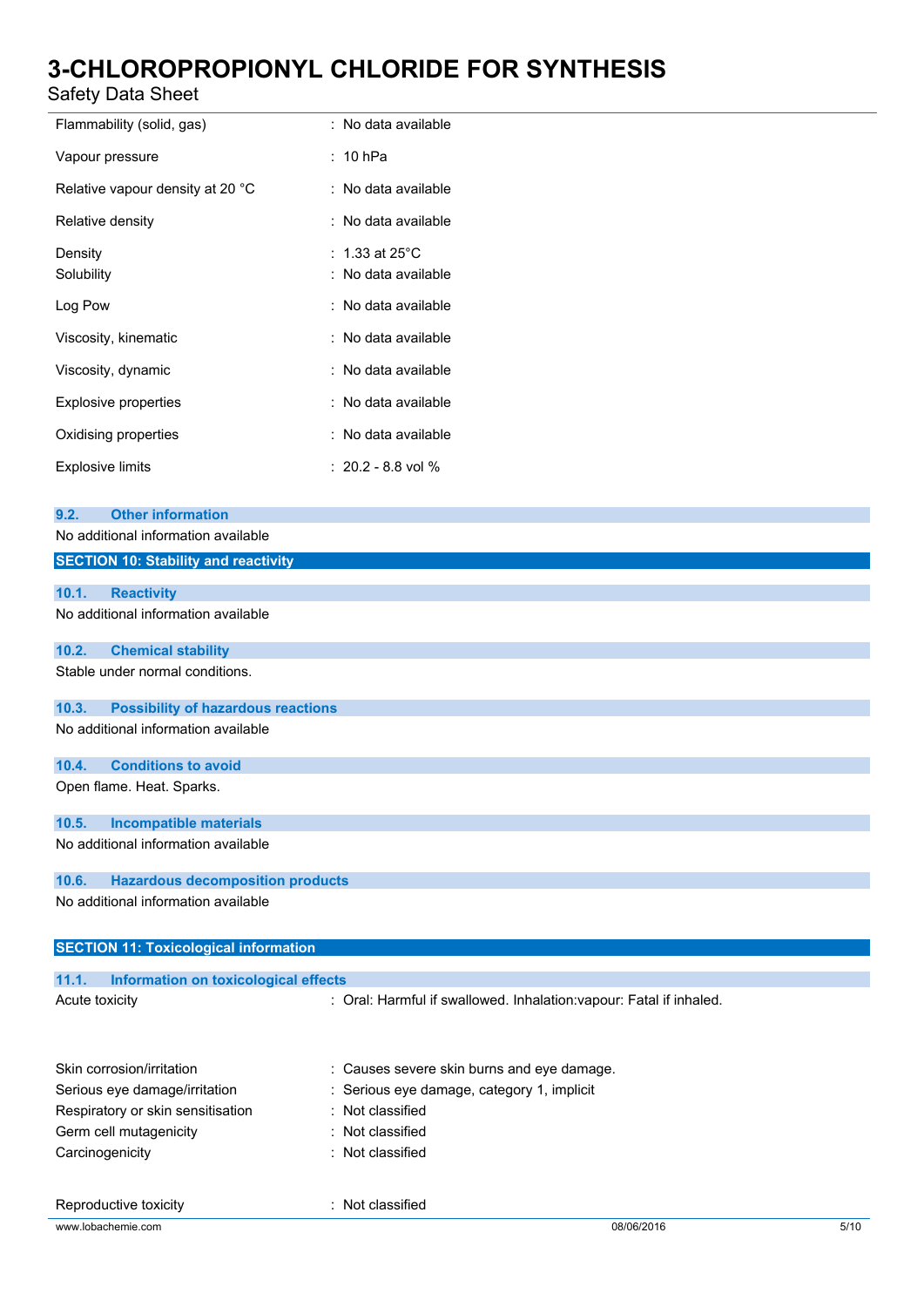| | |
|---|---|
| Flammability (solid, gas) | : No data available |
| Vapour pressure | : 10 hPa |
| Relative vapour density at 20 °C | : No data available |
| Relative density | : No data available |
| Density | : 1.33 at 25°C |
| Solubility | : No data available |
| Log Pow | : No data available |
| Viscosity, kinematic | : No data available |
| Viscosity, dynamic | : No data available |
| Explosive properties | : No data available |
| Oxidising properties | : No data available |
| Explosive limits | : 20.2 - 8.8 vol % |

### 9.2. Other information

No additional information available

## SECTION 10: Stability and reactivity

### 10.1. Reactivity

No additional information available

### 10.2. Chemical stability

Stable under normal conditions.

### 10.3. Possibility of hazardous reactions

No additional information available

### 10.4. Conditions to avoid

Open flame. Heat. Sparks.

### 10.5. Incompatible materials

No additional information available

### 10.6. Hazardous decomposition products

No additional information available

## SECTION 11: Toxicological information

### 11.1. Information on toxicological effects

| | |
|---|---|
| Acute toxicity | : Oral: Harmful if swallowed. Inhalation:vapour: Fatal if inhaled. |
| Skin corrosion/irritation | : Causes severe skin burns and eye damage. |
| Serious eye damage/irritation | : Serious eye damage, category 1, implicit |
| Respiratory or skin sensitisation | : Not classified |
| Germ cell mutagenicity | : Not classified |
| Carcinogenicity | : Not classified |
| Reproductive toxicity | : Not classified |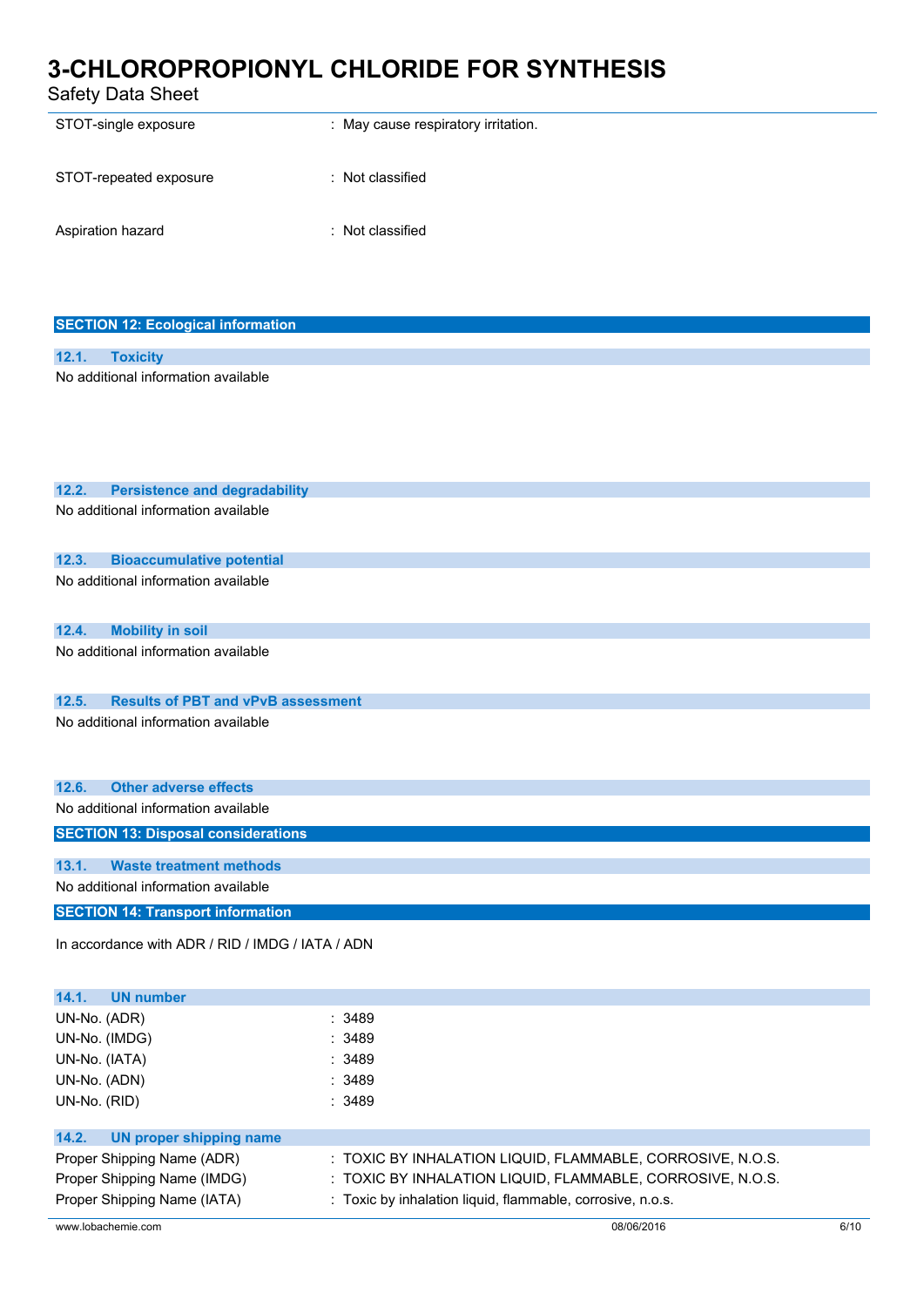| | |
|---|---|
| STOT-single exposure | : May cause respiratory irritation. |
| STOT-repeated exposure | : Not classified |
| Aspiration hazard | : Not classified |

## SECTION 12: Ecological information

### 12.1. Toxicity

No additional information available

### 12.2. Persistence and degradability

No additional information available

### 12.3. Bioaccumulative potential

No additional information available

### 12.4. Mobility in soil

No additional information available

### 12.5. Results of PBT and vPvB assessment

No additional information available

### 12.6. Other adverse effects

No additional information available

## SECTION 13: Disposal considerations

### 13.1. Waste treatment methods

No additional information available

## SECTION 14: Transport information

In accordance with ADR / RID / IMDG / IATA / ADN

### 14.1. UN number

| | |
|---|---|
| UN-No. (ADR) | : 3489 |
| UN-No. (IMDG) | : 3489 |
| UN-No. (IATA) | : 3489 |
| UN-No. (ADN) | : 3489 |
| UN-No. (RID) | : 3489 |

### 14.2. UN proper shipping name

| | |
|---|---|
| Proper Shipping Name (ADR) | : TOXIC BY INHALATION LIQUID, FLAMMABLE, CORROSIVE, N.O.S. |
| Proper Shipping Name (IMDG) | : TOXIC BY INHALATION LIQUID, FLAMMABLE, CORROSIVE, N.O.S. |
| Proper Shipping Name (IATA) | : Toxic by inhalation liquid, flammable, corrosive, n.o.s. |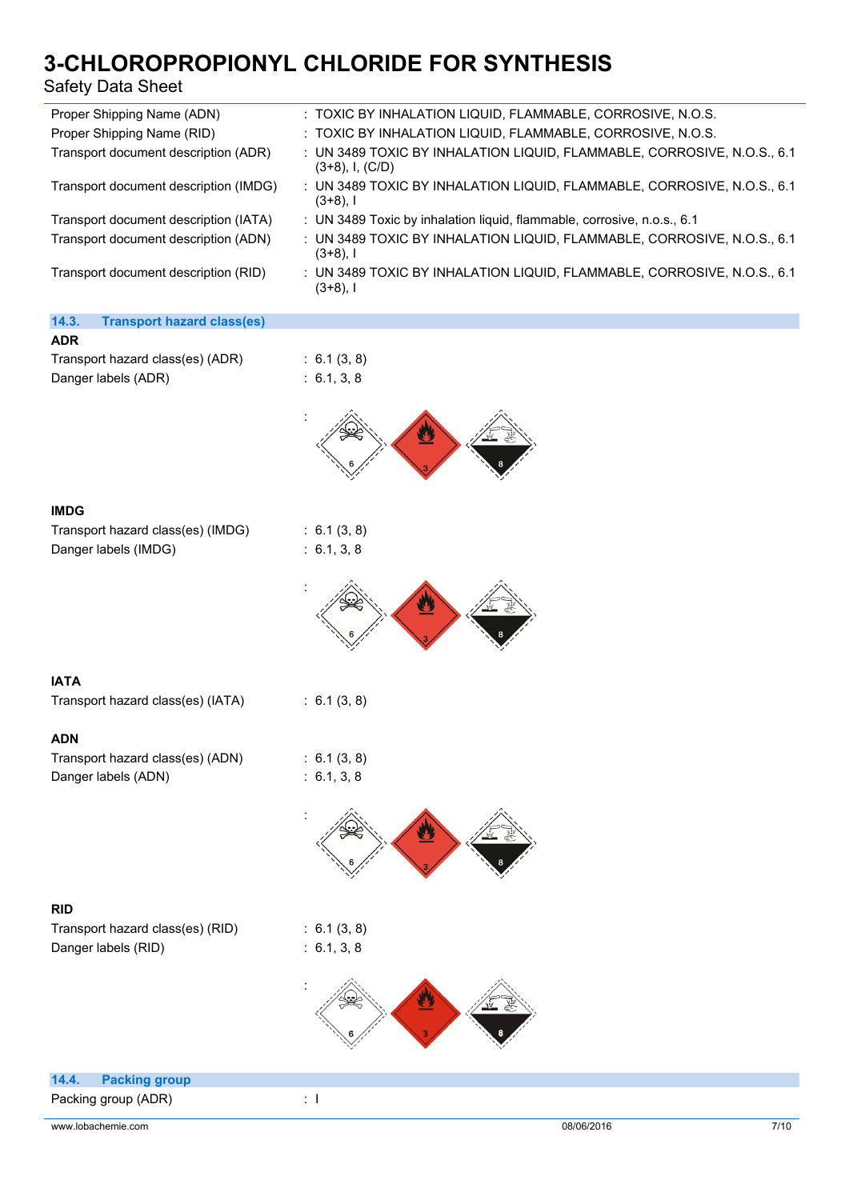| | |
|---|---|
| Proper Shipping Name (ADN) | : TOXIC BY INHALATION LIQUID, FLAMMABLE, CORROSIVE, N.O.S. |
| Proper Shipping Name (RID) | : TOXIC BY INHALATION LIQUID, FLAMMABLE, CORROSIVE, N.O.S. |
| Transport document description (ADR) | : UN 3489 TOXIC BY INHALATION LIQUID, FLAMMABLE, CORROSIVE, N.O.S., 6.1 (3+8), I, (C/D) |
| Transport document description (IMDG) | : UN 3489 TOXIC BY INHALATION LIQUID, FLAMMABLE, CORROSIVE, N.O.S., 6.1 (3+8), I |
| Transport document description (IATA) | : UN 3489 Toxic by inhalation liquid, flammable, corrosive, n.o.s., 6.1 |
| Transport document description (ADN) | : UN 3489 TOXIC BY INHALATION LIQUID, FLAMMABLE, CORROSIVE, N.O.S., 6.1 (3+8), I |
| Transport document description (RID) | : UN 3489 TOXIC BY INHALATION LIQUID, FLAMMABLE, CORROSIVE, N.O.S., 6.1 (3+8), I |

## 14.3. Transport hazard class(es)

**ADR**

| | |
|---|---|
| Transport hazard class(es) (ADR) | : 6.1 (3, 8) |
| Danger labels (ADR) | : 6.1, 3, 8 |

**IMDG**

| | |
|---|---|
| Transport hazard class(es) (IMDG) | : 6.1 (3, 8) |
| Danger labels (IMDG) | : 6.1, 3, 8 |

**IATA**

| | |
|---|---|
| Transport hazard class(es) (IATA) | : 6.1 (3, 8) |

**ADN**

| | |
|---|---|
| Transport hazard class(es) (ADN) | : 6.1 (3, 8) |
| Danger labels (ADN) | : 6.1, 3, 8 |

**RID**

| | |
|---|---|
| Transport hazard class(es) (RID) | : 6.1 (3, 8) |
| Danger labels (RID) | : 6.1, 3, 8 |

## 14.4. Packing group

| | |
|---|---|
| Packing group (ADR) | : I |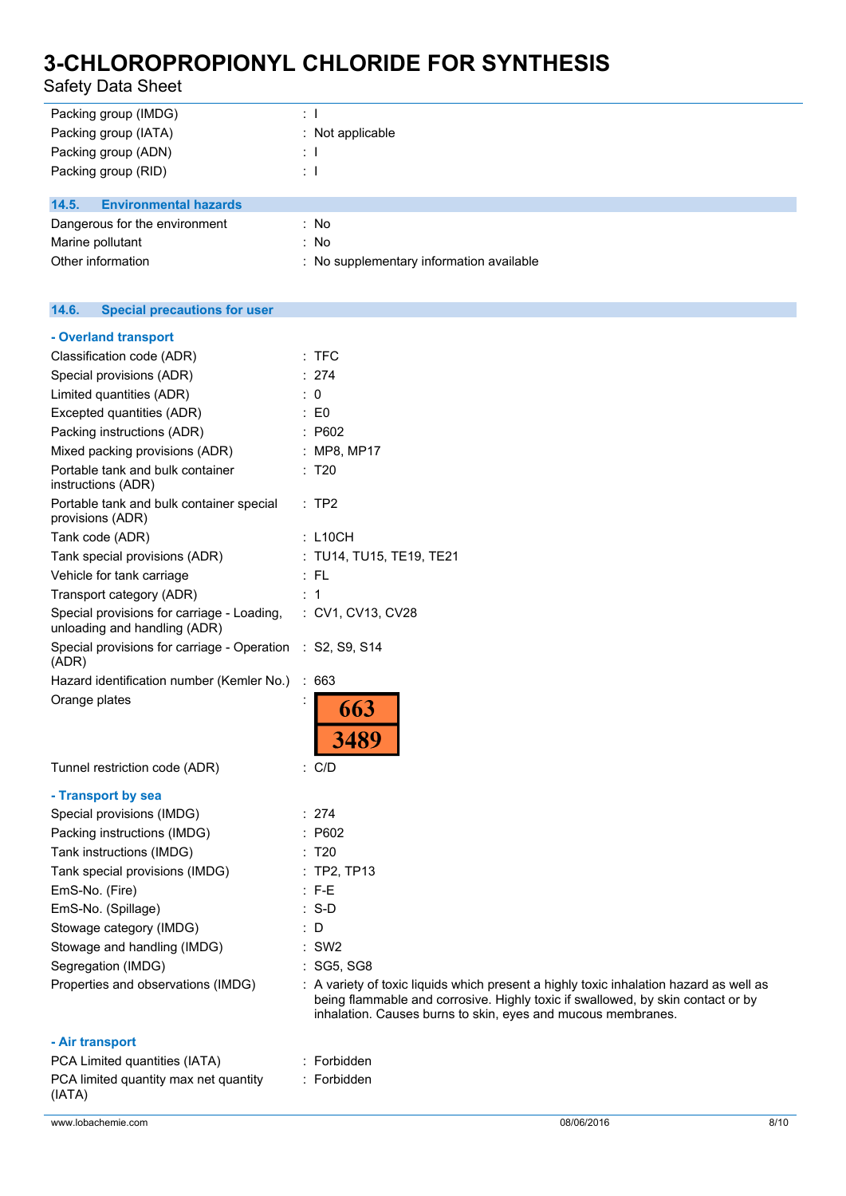Packing group (IMDG) : I
Packing group (IATA) : Not applicable
Packing group (ADN) : I
Packing group (RID) : I

### 14.5. Environmental hazards

Dangerous for the environment : No
Marine pollutant : No
Other information : No supplementary information available

### 14.6. Special precautions for user

**- Overland transport**

Classification code (ADR) : TFC
Special provisions (ADR) : 274
Limited quantities (ADR) : 0
Excepted quantities (ADR) : E0
Packing instructions (ADR) : P602
Mixed packing provisions (ADR) : MP8, MP17
Portable tank and bulk container instructions (ADR) : T20
Portable tank and bulk container special provisions (ADR) : TP2
Tank code (ADR) : L10CH
Tank special provisions (ADR) : TU14, TU15, TE19, TE21
Vehicle for tank carriage : FL
Transport category (ADR) : 1
Special provisions for carriage - Loading, unloading and handling (ADR) : CV1, CV13, CV28
Special provisions for carriage - Operation (ADR) : S2, S9, S14
Hazard identification number (Kemler No.) : 663
Orange plates :

| 663 |
|---|
| 3489 |

Tunnel restriction code (ADR) : C/D

**- Transport by sea**

Special provisions (IMDG) : 274
Packing instructions (IMDG) : P602
Tank instructions (IMDG) : T20
Tank special provisions (IMDG) : TP2, TP13
EmS-No. (Fire) : F-E
EmS-No. (Spillage) : S-D
Stowage category (IMDG) : D
Stowage and handling (IMDG) : SW2
Segregation (IMDG) : SG5, SG8
Properties and observations (IMDG) : A variety of toxic liquids which present a highly toxic inhalation hazard as well as being flammable and corrosive. Highly toxic if swallowed, by skin contact or by inhalation. Causes burns to skin, eyes and mucous membranes.

**- Air transport**

PCA Limited quantities (IATA) : Forbidden
PCA limited quantity max net quantity (IATA) : Forbidden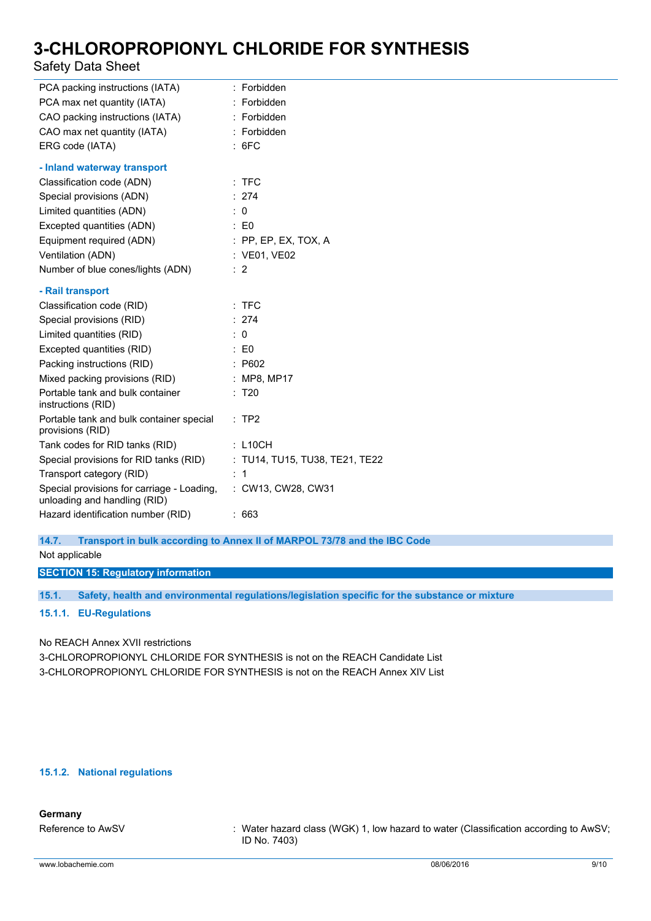| | |
|---|---|
| PCA packing instructions (IATA) | : Forbidden |
| PCA max net quantity (IATA) | : Forbidden |
| CAO packing instructions (IATA) | : Forbidden |
| CAO max net quantity (IATA) | : Forbidden |
| ERG code (IATA) | : 6FC |

**- Inland waterway transport**

| | |
|---|---|
| Classification code (ADN) | : TFC |
| Special provisions (ADN) | : 274 |
| Limited quantities (ADN) | : 0 |
| Excepted quantities (ADN) | : E0 |
| Equipment required (ADN) | : PP, EP, EX, TOX, A |
| Ventilation (ADN) | : VE01, VE02 |
| Number of blue cones/lights (ADN) | : 2 |

**- Rail transport**

| | |
|---|---|
| Classification code (RID) | : TFC |
| Special provisions (RID) | : 274 |
| Limited quantities (RID) | : 0 |
| Excepted quantities (RID) | : E0 |
| Packing instructions (RID) | : P602 |
| Mixed packing provisions (RID) | : MP8, MP17 |
| Portable tank and bulk container instructions (RID) | : T20 |
| Portable tank and bulk container special provisions (RID) | : TP2 |
| Tank codes for RID tanks (RID) | : L10CH |
| Special provisions for RID tanks (RID) | : TU14, TU15, TU38, TE21, TE22 |
| Transport category (RID) | : 1 |
| Special provisions for carriage - Loading, unloading and handling (RID) | : CW13, CW28, CW31 |
| Hazard identification number (RID) | : 663 |

### 14.7. Transport in bulk according to Annex II of MARPOL 73/78 and the IBC Code

Not applicable

## SECTION 15: Regulatory information

### 15.1. Safety, health and environmental regulations/legislation specific for the substance or mixture

#### 15.1.1. EU-Regulations

No REACH Annex XVII restrictions

3-CHLOROPROPIONYL CHLORIDE FOR SYNTHESIS is not on the REACH Candidate List

3-CHLOROPROPIONYL CHLORIDE FOR SYNTHESIS is not on the REACH Annex XIV List

#### 15.1.2. National regulations

**Germany**

| | |
|---|---|
| Reference to AwSV | : Water hazard class (WGK) 1, low hazard to water (Classification according to AwSV; ID No. 7403) |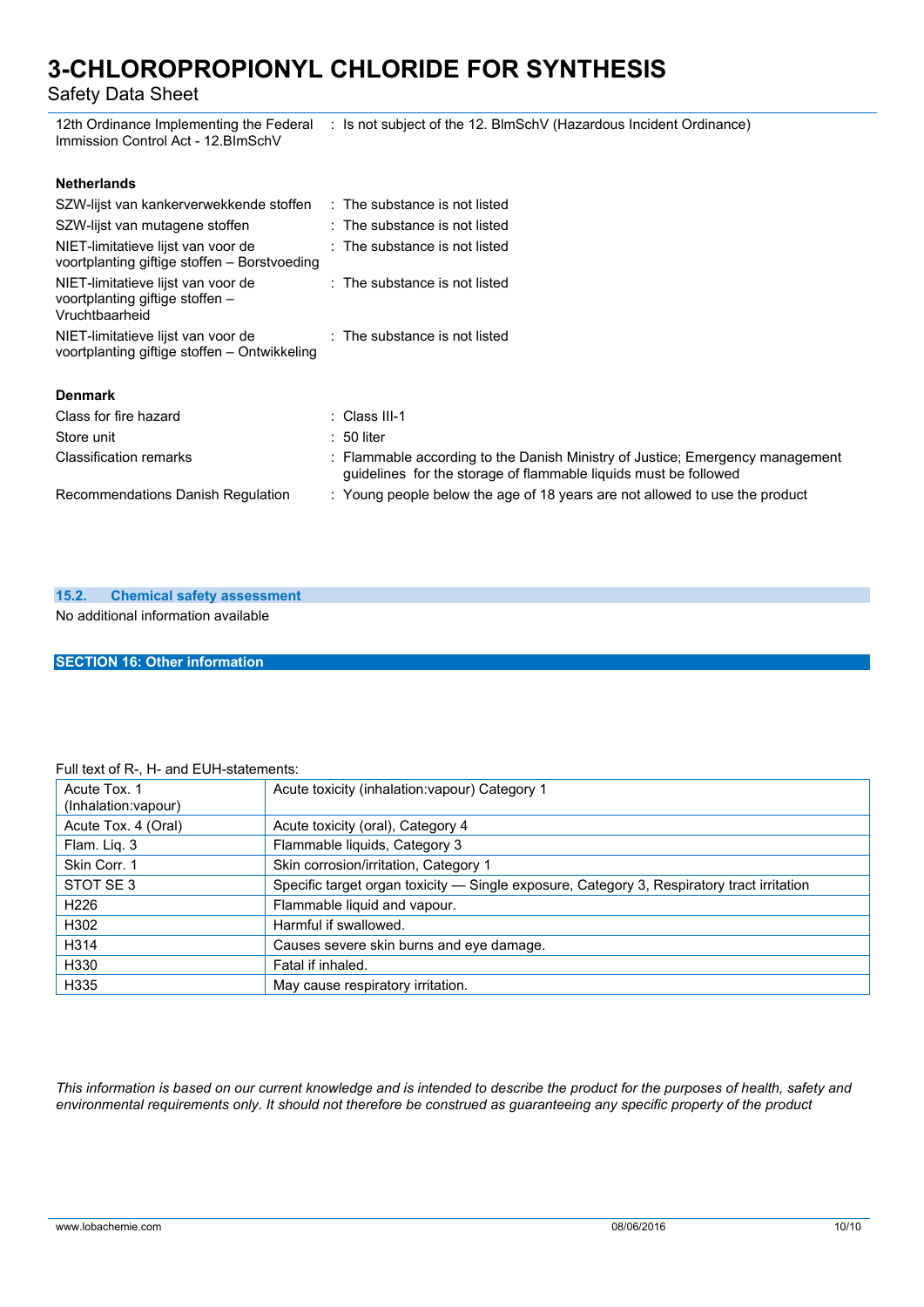| | |
|---|---|
| 12th Ordinance Implementing the Federal Immission Control Act - 12.BImSchV | : Is not subject of the 12. BlmSchV (Hazardous Incident Ordinance) |

**Netherlands**

| | |
|---|---|
| SZW-lijst van kankerverwekkende stoffen | : The substance is not listed |
| SZW-lijst van mutagene stoffen | : The substance is not listed |
| NIET-limitatieve lijst van voor de voortplanting giftige stoffen – Borstvoeding | : The substance is not listed |
| NIET-limitatieve lijst van voor de voortplanting giftige stoffen – Vruchtbaarheid | : The substance is not listed |
| NIET-limitatieve lijst van voor de voortplanting giftige stoffen – Ontwikkeling | : The substance is not listed |

**Denmark**

| | |
|---|---|
| Class for fire hazard | : Class III-1 |
| Store unit | : 50 liter |
| Classification remarks | : Flammable according to the Danish Ministry of Justice; Emergency management guidelines for the storage of flammable liquids must be followed |
| Recommendations Danish Regulation | : Young people below the age of 18 years are not allowed to use the product |

### 15.2. Chemical safety assessment

No additional information available

## SECTION 16: Other information

Full text of R-, H- and EUH-statements:

| | |
|---|---|
| Acute Tox. 1 (Inhalation:vapour) | Acute toxicity (inhalation:vapour) Category 1 |
| Acute Tox. 4 (Oral) | Acute toxicity (oral), Category 4 |
| Flam. Liq. 3 | Flammable liquids, Category 3 |
| Skin Corr. 1 | Skin corrosion/irritation, Category 1 |
| STOT SE 3 | Specific target organ toxicity — Single exposure, Category 3, Respiratory tract irritation |
| H226 | Flammable liquid and vapour. |
| H302 | Harmful if swallowed. |
| H314 | Causes severe skin burns and eye damage. |
| H330 | Fatal if inhaled. |
| H335 | May cause respiratory irritation. |

*This information is based on our current knowledge and is intended to describe the product for the purposes of health, safety and environmental requirements only. It should not therefore be construed as guaranteeing any specific property of the product*